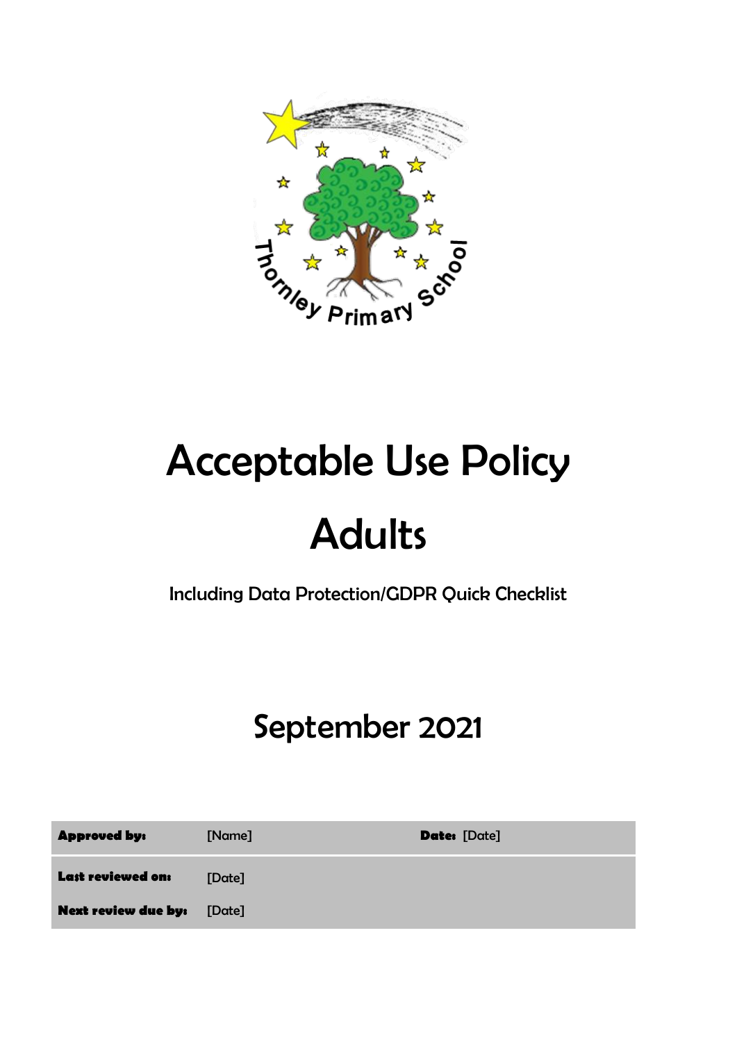# Acceptable Use Policy

# Adults

Including Data Protection/GDPR Quick Checklist

## September 2021

| **Approved by:** | [Name] | **Date:** [Date] |
| --- | --- | --- |
| **Last reviewed on:** | [Date] | |
| **Next review due by:** | [Date] | |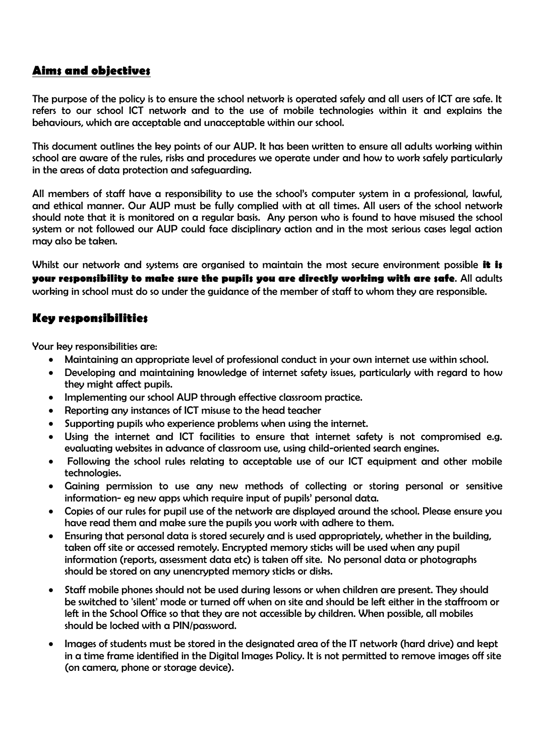## Aims and objectives

The purpose of the policy is to ensure the school network is operated safely and all users of ICT are safe. It refers to our school ICT network and to the use of mobile technologies within it and explains the behaviours, which are acceptable and unacceptable within our school.

This document outlines the key points of our AUP. It has been written to ensure all adults working within school are aware of the rules, risks and procedures we operate under and how to work safely particularly in the areas of data protection and safeguarding.

All members of staff have a responsibility to use the school's computer system in a professional, lawful, and ethical manner. Our AUP must be fully complied with at all times. All users of the school network should note that it is monitored on a regular basis. Any person who is found to have misused the school system or not followed our AUP could face disciplinary action and in the most serious cases legal action may also be taken.

Whilst our network and systems are organised to maintain the most secure environment possible **it is your responsibility to make sure the pupils you are directly working with are safe**. All adults working in school must do so under the guidance of the member of staff to whom they are responsible.

## Key responsibilities

Your key responsibilities are:

- Maintaining an appropriate level of professional conduct in your own internet use within school.
- Developing and maintaining knowledge of internet safety issues, particularly with regard to how they might affect pupils.
- Implementing our school AUP through effective classroom practice.
- Reporting any instances of ICT misuse to the head teacher
- Supporting pupils who experience problems when using the internet.
- Using the internet and ICT facilities to ensure that internet safety is not compromised e.g. evaluating websites in advance of classroom use, using child-oriented search engines.
- Following the school rules relating to acceptable use of our ICT equipment and other mobile technologies.
- Gaining permission to use any new methods of collecting or storing personal or sensitive information- eg new apps which require input of pupils' personal data.
- Copies of our rules for pupil use of the network are displayed around the school. Please ensure you have read them and make sure the pupils you work with adhere to them.
- Ensuring that personal data is stored securely and is used appropriately, whether in the building, taken off site or accessed remotely. Encrypted memory sticks will be used when any pupil information (reports, assessment data etc) is taken off site. No personal data or photographs should be stored on any unencrypted memory sticks or disks.
- Staff mobile phones should not be used during lessons or when children are present. They should be switched to 'silent' mode or turned off when on site and should be left either in the staffroom or left in the School Office so that they are not accessible by children. When possible, all mobiles should be locked with a PIN/password.
- Images of students must be stored in the designated area of the IT network (hard drive) and kept in a time frame identified in the Digital Images Policy. It is not permitted to remove images off site (on camera, phone or storage device).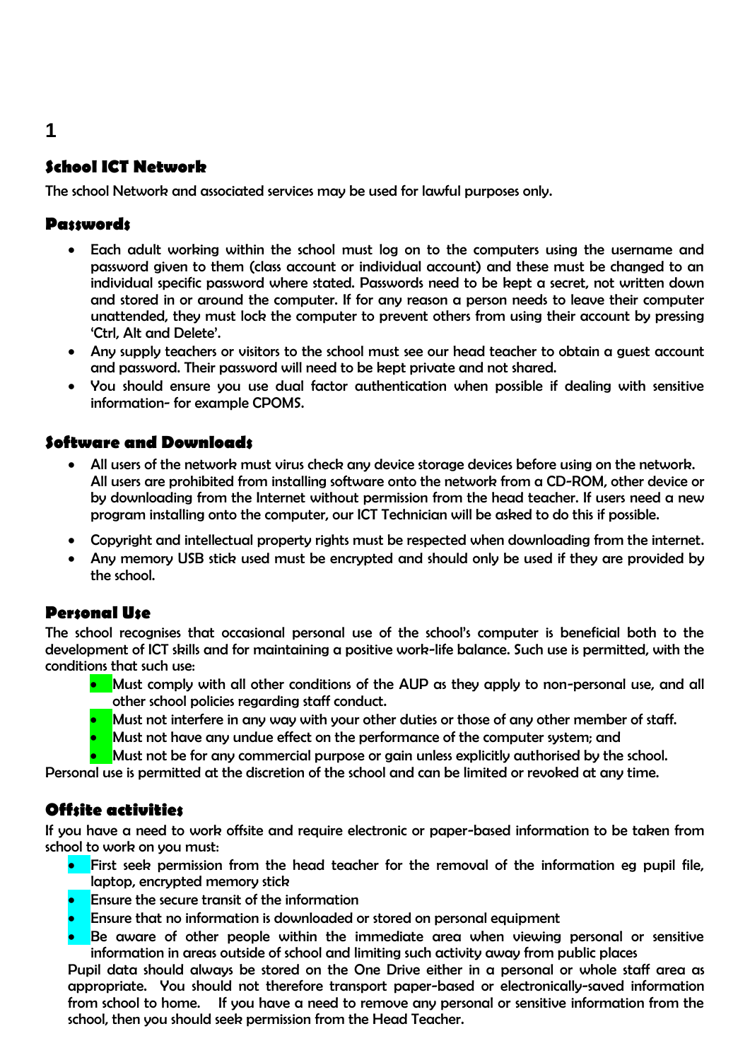# 1

## School ICT Network

The school Network and associated services may be used for lawful purposes only.

### Passwords

- Each adult working within the school must log on to the computers using the username and password given to them (class account or individual account) and these must be changed to an individual specific password where stated. Passwords need to be kept a secret, not written down and stored in or around the computer. If for any reason a person needs to leave their computer unattended, they must lock the computer to prevent others from using their account by pressing 'Ctrl, Alt and Delete'.
- Any supply teachers or visitors to the school must see our head teacher to obtain a guest account and password. Their password will need to be kept private and not shared.
- You should ensure you use dual factor authentication when possible if dealing with sensitive information- for example CPOMS.

### Software and Downloads

- All users of the network must virus check any device storage devices before using on the network. All users are prohibited from installing software onto the network from a CD-ROM, other device or by downloading from the Internet without permission from the head teacher. If users need a new program installing onto the computer, our ICT Technician will be asked to do this if possible.
- Copyright and intellectual property rights must be respected when downloading from the internet.
- Any memory USB stick used must be encrypted and should only be used if they are provided by the school.

### Personal Use

The school recognises that occasional personal use of the school's computer is beneficial both to the development of ICT skills and for maintaining a positive work-life balance. Such use is permitted, with the conditions that such use:

- Must comply with all other conditions of the AUP as they apply to non-personal use, and all other school policies regarding staff conduct.
- Must not interfere in any way with your other duties or those of any other member of staff.
- Must not have any undue effect on the performance of the computer system; and
- Must not be for any commercial purpose or gain unless explicitly authorised by the school.

Personal use is permitted at the discretion of the school and can be limited or revoked at any time.

### Offsite activities

If you have a need to work offsite and require electronic or paper-based information to be taken from school to work on you must:

- First seek permission from the head teacher for the removal of the information eg pupil file, laptop, encrypted memory stick
- Ensure the secure transit of the information
- Ensure that no information is downloaded or stored on personal equipment
- Be aware of other people within the immediate area when viewing personal or sensitive information in areas outside of school and limiting such activity away from public places

Pupil data should always be stored on the One Drive either in a personal or whole staff area as appropriate. You should not therefore transport paper-based or electronically-saved information from school to home. If you have a need to remove any personal or sensitive information from the school, then you should seek permission from the Head Teacher.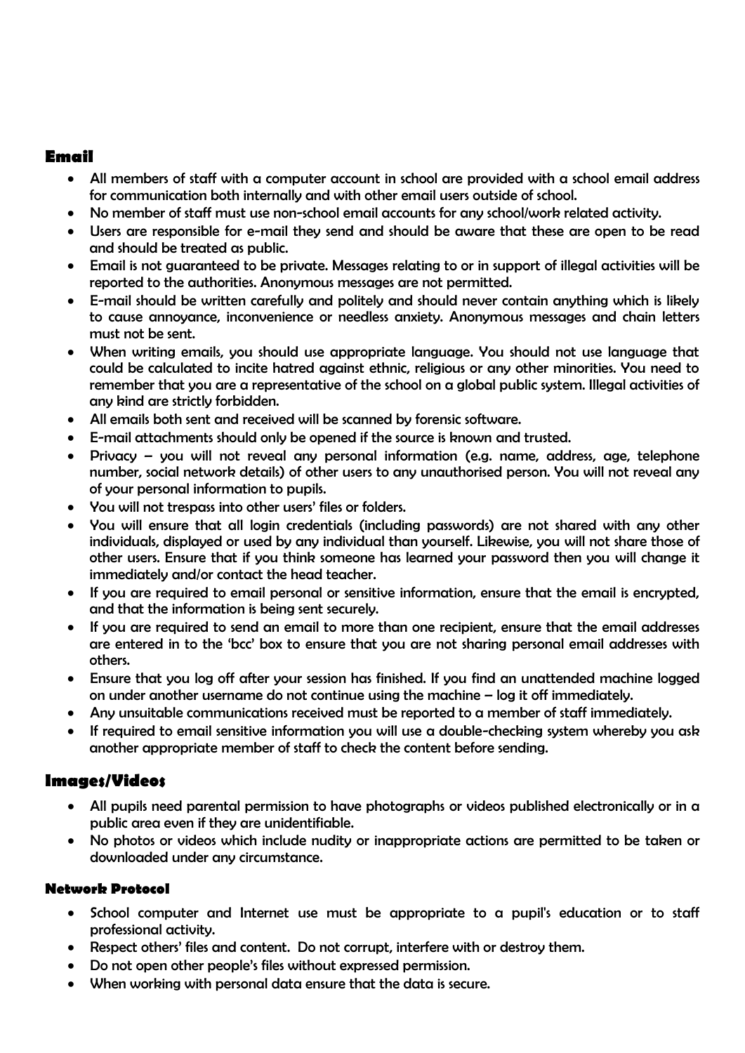## Email

- All members of staff with a computer account in school are provided with a school email address for communication both internally and with other email users outside of school.
- No member of staff must use non-school email accounts for any school/work related activity.
- Users are responsible for e-mail they send and should be aware that these are open to be read and should be treated as public.
- Email is not guaranteed to be private. Messages relating to or in support of illegal activities will be reported to the authorities. Anonymous messages are not permitted.
- E-mail should be written carefully and politely and should never contain anything which is likely to cause annoyance, inconvenience or needless anxiety. Anonymous messages and chain letters must not be sent.
- When writing emails, you should use appropriate language. You should not use language that could be calculated to incite hatred against ethnic, religious or any other minorities. You need to remember that you are a representative of the school on a global public system. Illegal activities of any kind are strictly forbidden.
- All emails both sent and received will be scanned by forensic software.
- E-mail attachments should only be opened if the source is known and trusted.
- Privacy – you will not reveal any personal information (e.g. name, address, age, telephone number, social network details) of other users to any unauthorised person. You will not reveal any of your personal information to pupils.
- You will not trespass into other users' files or folders.
- You will ensure that all login credentials (including passwords) are not shared with any other individuals, displayed or used by any individual than yourself. Likewise, you will not share those of other users. Ensure that if you think someone has learned your password then you will change it immediately and/or contact the head teacher.
- If you are required to email personal or sensitive information, ensure that the email is encrypted, and that the information is being sent securely.
- If you are required to send an email to more than one recipient, ensure that the email addresses are entered in to the 'bcc' box to ensure that you are not sharing personal email addresses with others.
- Ensure that you log off after your session has finished. If you find an unattended machine logged on under another username do not continue using the machine – log it off immediately.
- Any unsuitable communications received must be reported to a member of staff immediately.
- If required to email sensitive information you will use a double-checking system whereby you ask another appropriate member of staff to check the content before sending.

## Images/Videos

- All pupils need parental permission to have photographs or videos published electronically or in a public area even if they are unidentifiable.
- No photos or videos which include nudity or inappropriate actions are permitted to be taken or downloaded under any circumstance.

### Network Protocol

- School computer and Internet use must be appropriate to a pupil's education or to staff professional activity.
- Respect others' files and content. Do not corrupt, interfere with or destroy them.
- Do not open other people's files without expressed permission.
- When working with personal data ensure that the data is secure.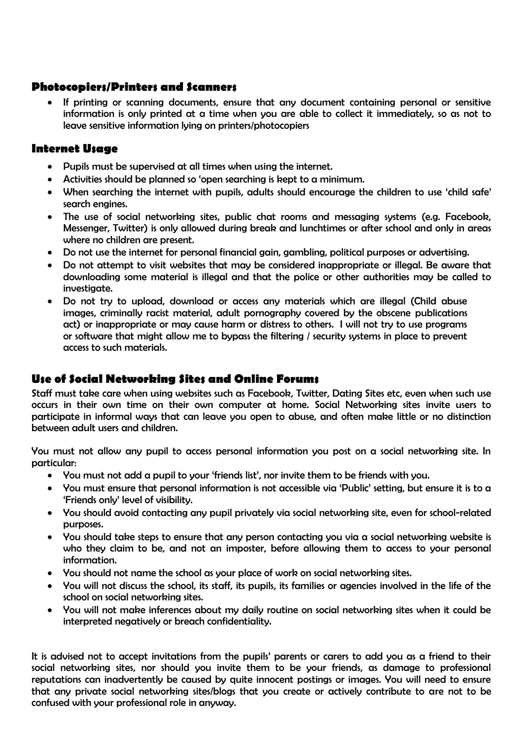## Photocopiers/Printers and Scanners

- If printing or scanning documents, ensure that any document containing personal or sensitive information is only printed at a time when you are able to collect it immediately, so as not to leave sensitive information lying on printers/photocopiers

## Internet Usage

- Pupils must be supervised at all times when using the internet.
- Activities should be planned so 'open searching is kept to a minimum.
- When searching the internet with pupils, adults should encourage the children to use 'child safe' search engines.
- The use of social networking sites, public chat rooms and messaging systems (e.g. Facebook, Messenger, Twitter) is only allowed during break and lunchtimes or after school and only in areas where no children are present.
- Do not use the internet for personal financial gain, gambling, political purposes or advertising.
- Do not attempt to visit websites that may be considered inappropriate or illegal. Be aware that downloading some material is illegal and that the police or other authorities may be called to investigate.
- Do not try to upload, download or access any materials which are illegal (Child abuse images, criminally racist material, adult pornography covered by the obscene publications act) or inappropriate or may cause harm or distress to others. I will not try to use programs or software that might allow me to bypass the filtering / security systems in place to prevent access to such materials.

## Use of Social Networking Sites and Online Forums

Staff must take care when using websites such as Facebook, Twitter, Dating Sites etc, even when such use occurs in their own time on their own computer at home. Social Networking sites invite users to participate in informal ways that can leave you open to abuse, and often make little or no distinction between adult users and children.

You must not allow any pupil to access personal information you post on a social networking site. In particular:

- You must not add a pupil to your 'friends list', nor invite them to be friends with you.
- You must ensure that personal information is not accessible via 'Public' setting, but ensure it is to a 'Friends only' level of visibility.
- You should avoid contacting any pupil privately via social networking site, even for school-related purposes.
- You should take steps to ensure that any person contacting you via a social networking website is who they claim to be, and not an imposter, before allowing them to access to your personal information.
- You should not name the school as your place of work on social networking sites.
- You will not discuss the school, its staff, its pupils, its families or agencies involved in the life of the school on social networking sites.
- You will not make inferences about my daily routine on social networking sites when it could be interpreted negatively or breach confidentiality.

It is advised not to accept invitations from the pupils' parents or carers to add you as a friend to their social networking sites, nor should you invite them to be your friends, as damage to professional reputations can inadvertently be caused by quite innocent postings or images. You will need to ensure that any private social networking sites/blogs that you create or actively contribute to are not to be confused with your professional role in anyway.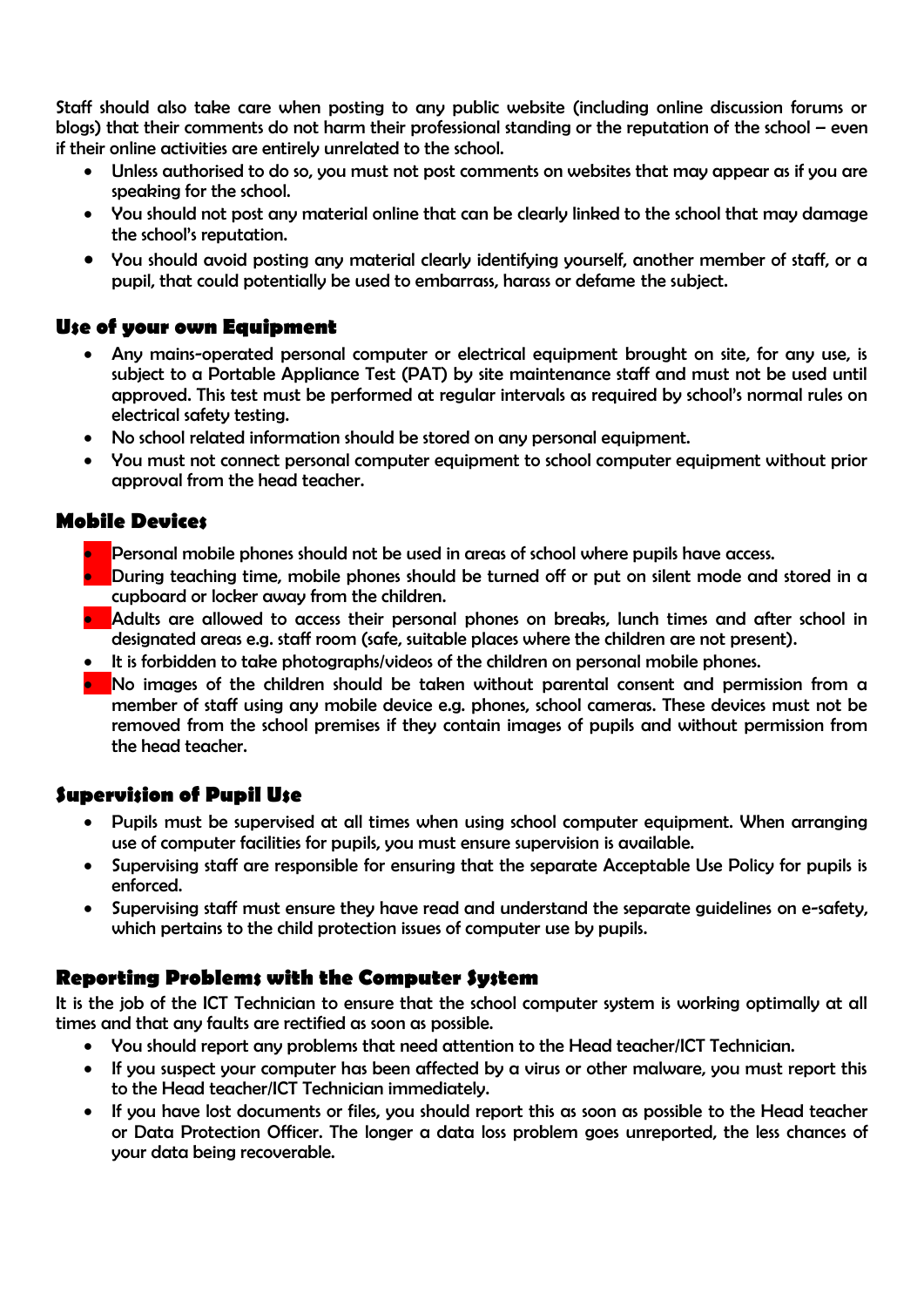Staff should also take care when posting to any public website (including online discussion forums or blogs) that their comments do not harm their professional standing or the reputation of the school – even if their online activities are entirely unrelated to the school.

- Unless authorised to do so, you must not post comments on websites that may appear as if you are speaking for the school.
- You should not post any material online that can be clearly linked to the school that may damage the school's reputation.
- You should avoid posting any material clearly identifying yourself, another member of staff, or a pupil, that could potentially be used to embarrass, harass or defame the subject.

## Use of your own Equipment

- Any mains-operated personal computer or electrical equipment brought on site, for any use, is subject to a Portable Appliance Test (PAT) by site maintenance staff and must not be used until approved. This test must be performed at regular intervals as required by school's normal rules on electrical safety testing.
- No school related information should be stored on any personal equipment.
- You must not connect personal computer equipment to school computer equipment without prior approval from the head teacher.

## Mobile Devices

- Personal mobile phones should not be used in areas of school where pupils have access.
- During teaching time, mobile phones should be turned off or put on silent mode and stored in a cupboard or locker away from the children.
- Adults are allowed to access their personal phones on breaks, lunch times and after school in designated areas e.g. staff room (safe, suitable places where the children are not present).
- It is forbidden to take photographs/videos of the children on personal mobile phones.
- No images of the children should be taken without parental consent and permission from a member of staff using any mobile device e.g. phones, school cameras. These devices must not be removed from the school premises if they contain images of pupils and without permission from the head teacher.

## Supervision of Pupil Use

- Pupils must be supervised at all times when using school computer equipment. When arranging use of computer facilities for pupils, you must ensure supervision is available.
- Supervising staff are responsible for ensuring that the separate Acceptable Use Policy for pupils is enforced.
- Supervising staff must ensure they have read and understand the separate guidelines on e-safety, which pertains to the child protection issues of computer use by pupils.

## Reporting Problems with the Computer System

It is the job of the ICT Technician to ensure that the school computer system is working optimally at all times and that any faults are rectified as soon as possible.

- You should report any problems that need attention to the Head teacher/ICT Technician.
- If you suspect your computer has been affected by a virus or other malware, you must report this to the Head teacher/ICT Technician immediately.
- If you have lost documents or files, you should report this as soon as possible to the Head teacher or Data Protection Officer. The longer a data loss problem goes unreported, the less chances of your data being recoverable.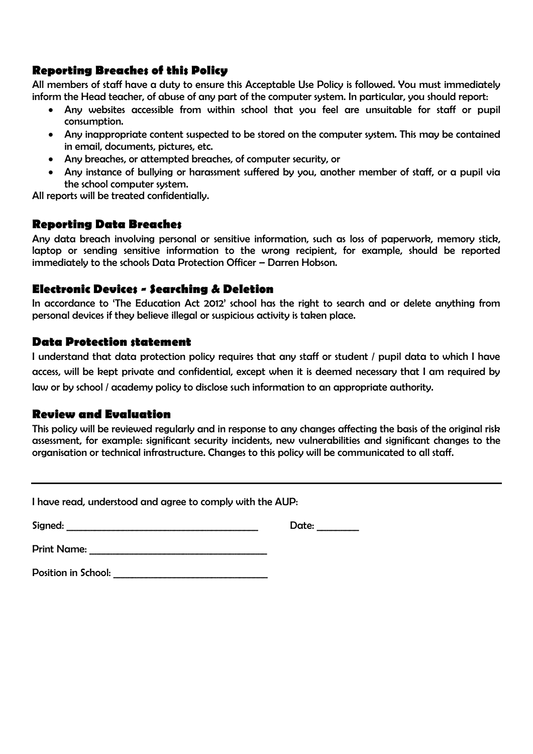## Reporting Breaches of this Policy

All members of staff have a duty to ensure this Acceptable Use Policy is followed. You must immediately inform the Head teacher, of abuse of any part of the computer system. In particular, you should report:

- Any websites accessible from within school that you feel are unsuitable for staff or pupil consumption.
- Any inappropriate content suspected to be stored on the computer system. This may be contained in email, documents, pictures, etc.
- Any breaches, or attempted breaches, of computer security, or
- Any instance of bullying or harassment suffered by you, another member of staff, or a pupil via the school computer system.

All reports will be treated confidentially.

## Reporting Data Breaches

Any data breach involving personal or sensitive information, such as loss of paperwork, memory stick, laptop or sending sensitive information to the wrong recipient, for example, should be reported immediately to the schools Data Protection Officer – Darren Hobson.

## Electronic Devices - Searching & Deletion

In accordance to 'The Education Act 2012' school has the right to search and or delete anything from personal devices if they believe illegal or suspicious activity is taken place.

## Data Protection statement

I understand that data protection policy requires that any staff or student / pupil data to which I have access, will be kept private and confidential, except when it is deemed necessary that I am required by law or by school / academy policy to disclose such information to an appropriate authority.

## Review and Evaluation

This policy will be reviewed regularly and in response to any changes affecting the basis of the original risk assessment, for example: significant security incidents, new vulnerabilities and significant changes to the organisation or technical infrastructure. Changes to this policy will be communicated to all staff.

---

I have read, understood and agree to comply with the AUP:

Signed: ________________________________________ Date: _________

Print Name: ____________________________________

Position in School: ______________________________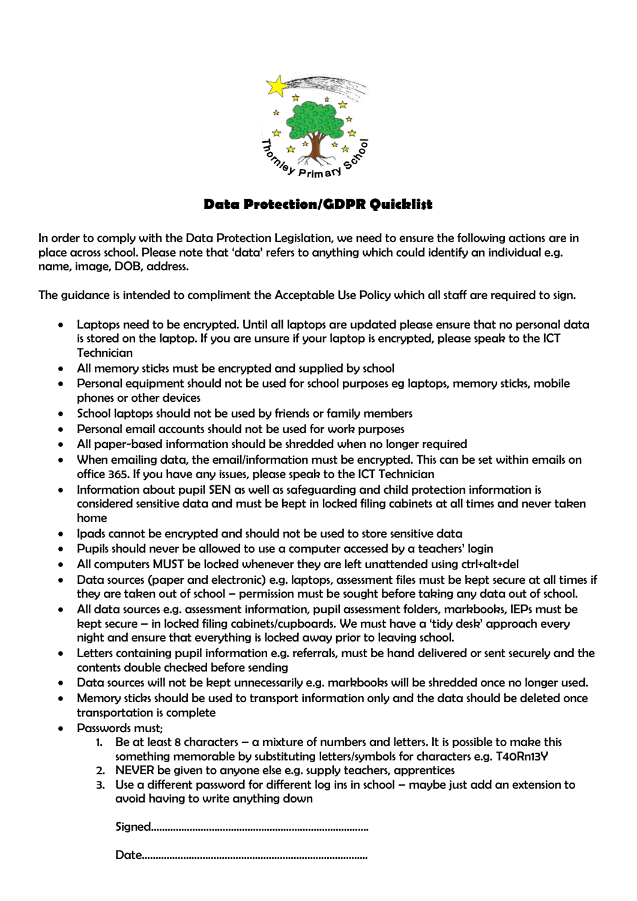## Data Protection/GDPR Quicklist

In order to comply with the Data Protection Legislation, we need to ensure the following actions are in place across school. Please note that 'data' refers to anything which could identify an individual e.g. name, image, DOB, address.

The guidance is intended to compliment the Acceptable Use Policy which all staff are required to sign.

- Laptops need to be encrypted. Until all laptops are updated please ensure that no personal data is stored on the laptop. If you are unsure if your laptop is encrypted, please speak to the ICT Technician
- All memory sticks must be encrypted and supplied by school
- Personal equipment should not be used for school purposes eg laptops, memory sticks, mobile phones or other devices
- School laptops should not be used by friends or family members
- Personal email accounts should not be used for work purposes
- All paper-based information should be shredded when no longer required
- When emailing data, the email/information must be encrypted. This can be set within emails on office 365. If you have any issues, please speak to the ICT Technician
- Information about pupil SEN as well as safeguarding and child protection information is considered sensitive data and must be kept in locked filing cabinets at all times and never taken home
- Ipads cannot be encrypted and should not be used to store sensitive data
- Pupils should never be allowed to use a computer accessed by a teachers' login
- All computers MUST be locked whenever they are left unattended using ctrl+alt+del
- Data sources (paper and electronic) e.g. laptops, assessment files must be kept secure at all times if they are taken out of school – permission must be sought before taking any data out of school.
- All data sources e.g. assessment information, pupil assessment folders, markbooks, IEPs must be kept secure – in locked filing cabinets/cupboards. We must have a 'tidy desk' approach every night and ensure that everything is locked away prior to leaving school.
- Letters containing pupil information e.g. referrals, must be hand delivered or sent securely and the contents double checked before sending
- Data sources will not be kept unnecessarily e.g. markbooks will be shredded once no longer used.
- Memory sticks should be used to transport information only and the data should be deleted once transportation is complete
- Passwords must;
  1. Be at least 8 characters – a mixture of numbers and letters. It is possible to make this something memorable by substituting letters/symbols for characters e.g. T40Rn13Y
  2. NEVER be given to anyone else e.g. supply teachers, apprentices
  3. Use a different password for different log ins in school – maybe just add an extension to avoid having to write anything down

Signed…………………………………………………………………

Date……………………………………………………………………